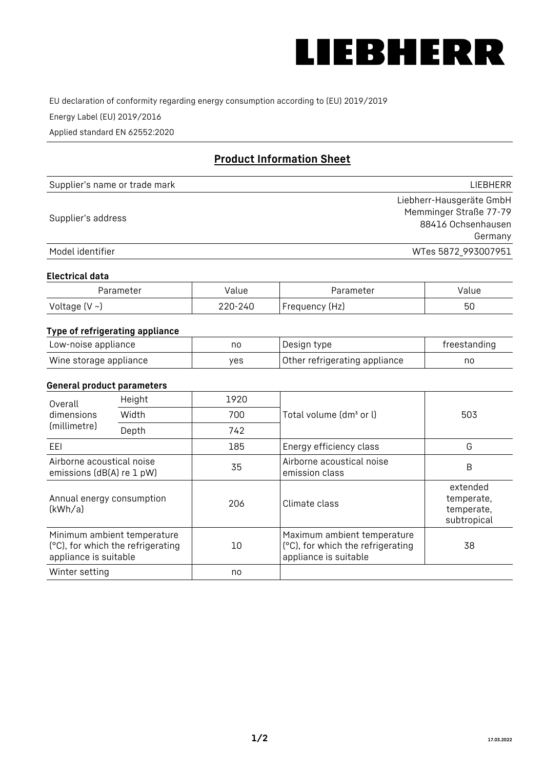LIEBHERR

EU declaration of conformity regarding energy consumption according to (EU) 2019/2019

Energy Label (EU) 2019/2016

Applied standard EN 62552:2020

## Product Information Sheet

| | |
|---|---|
| Supplier's name or trade mark | LIEBHERR |
| Supplier's address | Liebherr-Hausgeräte GmbH<br>Memminger Straße 77-79<br>88416 Ochsenhausen<br>Germany |
| Model identifier | WTes 5872_993007951 |

### Electrical data

| Parameter | Value | Parameter | Value |
|---|---|---|---|
| Voltage (V ~) | 220-240 | Frequency (Hz) | 50 |

### Type of refrigerating appliance

| | | | |
|---|---|---|---|
| Low-noise appliance | no | Design type | freestanding |
| Wine storage appliance | yes | Other refrigerating appliance | no |

### General product parameters

| | | | | |
|---|---|---|---|---|
| Overall dimensions (millimetre) | Height | 1920 | Total volume (dm³ or l) | 503 |
| | Width | 700 | | |
| | Depth | 742 | | |
| EEI | | 185 | Energy efficiency class | G |
| Airborne acoustical noise emissions (dB(A) re 1 pW) | | 35 | Airborne acoustical noise emission class | B |
| Annual energy consumption (kWh/a) | | 206 | Climate class | extended temperate, temperate, subtropical |
| Minimum ambient temperature (°C), for which the refrigerating appliance is suitable | | 10 | Maximum ambient temperature (°C), for which the refrigerating appliance is suitable | 38 |
| Winter setting | | no | | |

17.03.2022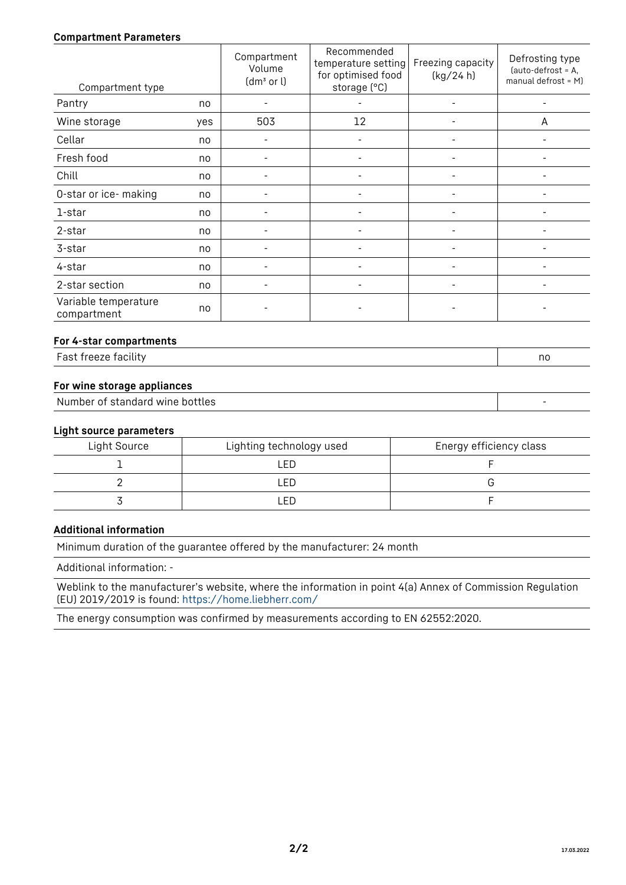**Compartment Parameters**

| Compartment type | | Compartment Volume (dm³ or l) | Recommended temperature setting for optimised food storage (°C) | Freezing capacity (kg/24 h) | Defrosting type (auto-defrost = A, manual defrost = M) |
|---|---|---|---|---|---|
| Pantry | no | - | - | - | - |
| Wine storage | yes | 503 | 12 | - | A |
| Cellar | no | - | - | - | - |
| Fresh food | no | - | - | - | - |
| Chill | no | - | - | - | - |
| 0-star or ice- making | no | - | - | - | - |
| 1-star | no | - | - | - | - |
| 2-star | no | - | - | - | - |
| 3-star | no | - | - | - | - |
| 4-star | no | - | - | - | - |
| 2-star section | no | - | - | - | - |
| Variable temperature compartment | no | - | - | - | - |

**For 4-star compartments**

| | |
|---|---|
| Fast freeze facility | no |

**For wine storage appliances**

| | |
|---|---|
| Number of standard wine bottles | - |

**Light source parameters**

| Light Source | Lighting technology used | Energy efficiency class |
|---|---|---|
| 1 | LED | F |
| 2 | LED | G |
| 3 | LED | F |

**Additional information**

Minimum duration of the guarantee offered by the manufacturer: 24 month

Additional information: -

Weblink to the manufacturer's website, where the information in point 4(a) Annex of Commission Regulation (EU) 2019/2019 is found: https://home.liebherr.com/

The energy consumption was confirmed by measurements according to EN 62552:2020.

17.03.2022